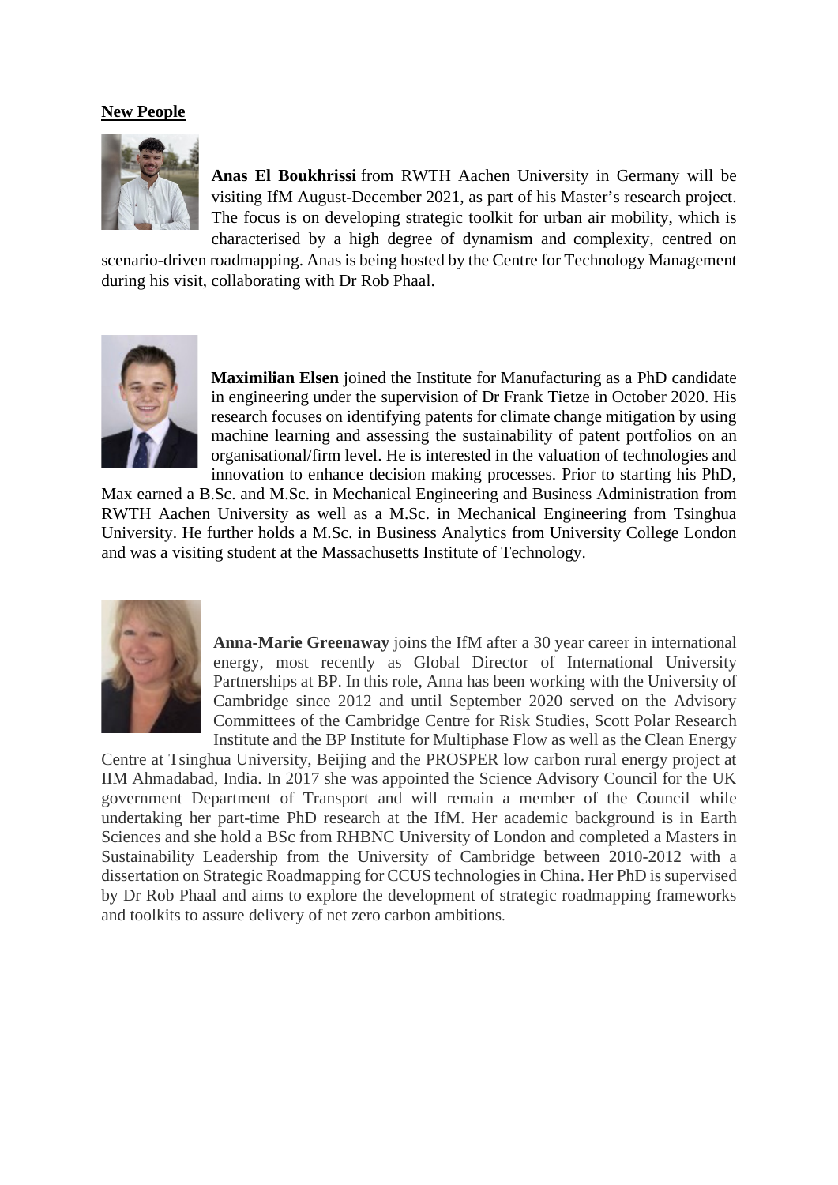**New People**

**Anas El Boukhrissi** from RWTH Aachen University in Germany will be visiting IfM August-December 2021, as part of his Master's research project. The focus is on developing strategic toolkit for urban air mobility, which is characterised by a high degree of dynamism and complexity, centred on scenario-driven roadmapping. Anas is being hosted by the Centre for Technology Management during his visit, collaborating with Dr Rob Phaal.

**Maximilian Elsen** joined the Institute for Manufacturing as a PhD candidate in engineering under the supervision of Dr Frank Tietze in October 2020. His research focuses on identifying patents for climate change mitigation by using machine learning and assessing the sustainability of patent portfolios on an organisational/firm level. He is interested in the valuation of technologies and innovation to enhance decision making processes. Prior to starting his PhD, Max earned a B.Sc. and M.Sc. in Mechanical Engineering and Business Administration from RWTH Aachen University as well as a M.Sc. in Mechanical Engineering from Tsinghua University. He further holds a M.Sc. in Business Analytics from University College London and was a visiting student at the Massachusetts Institute of Technology.

**Anna-Marie Greenaway** joins the IfM after a 30 year career in international energy, most recently as Global Director of International University Partnerships at BP. In this role, Anna has been working with the University of Cambridge since 2012 and until September 2020 served on the Advisory Committees of the Cambridge Centre for Risk Studies, Scott Polar Research Institute and the BP Institute for Multiphase Flow as well as the Clean Energy Centre at Tsinghua University, Beijing and the PROSPER low carbon rural energy project at IIM Ahmadabad, India. In 2017 she was appointed the Science Advisory Council for the UK government Department of Transport and will remain a member of the Council while undertaking her part-time PhD research at the IfM. Her academic background is in Earth Sciences and she hold a BSc from RHBNC University of London and completed a Masters in Sustainability Leadership from the University of Cambridge between 2010-2012 with a dissertation on Strategic Roadmapping for CCUS technologies in China. Her PhD is supervised by Dr Rob Phaal and aims to explore the development of strategic roadmapping frameworks and toolkits to assure delivery of net zero carbon ambitions.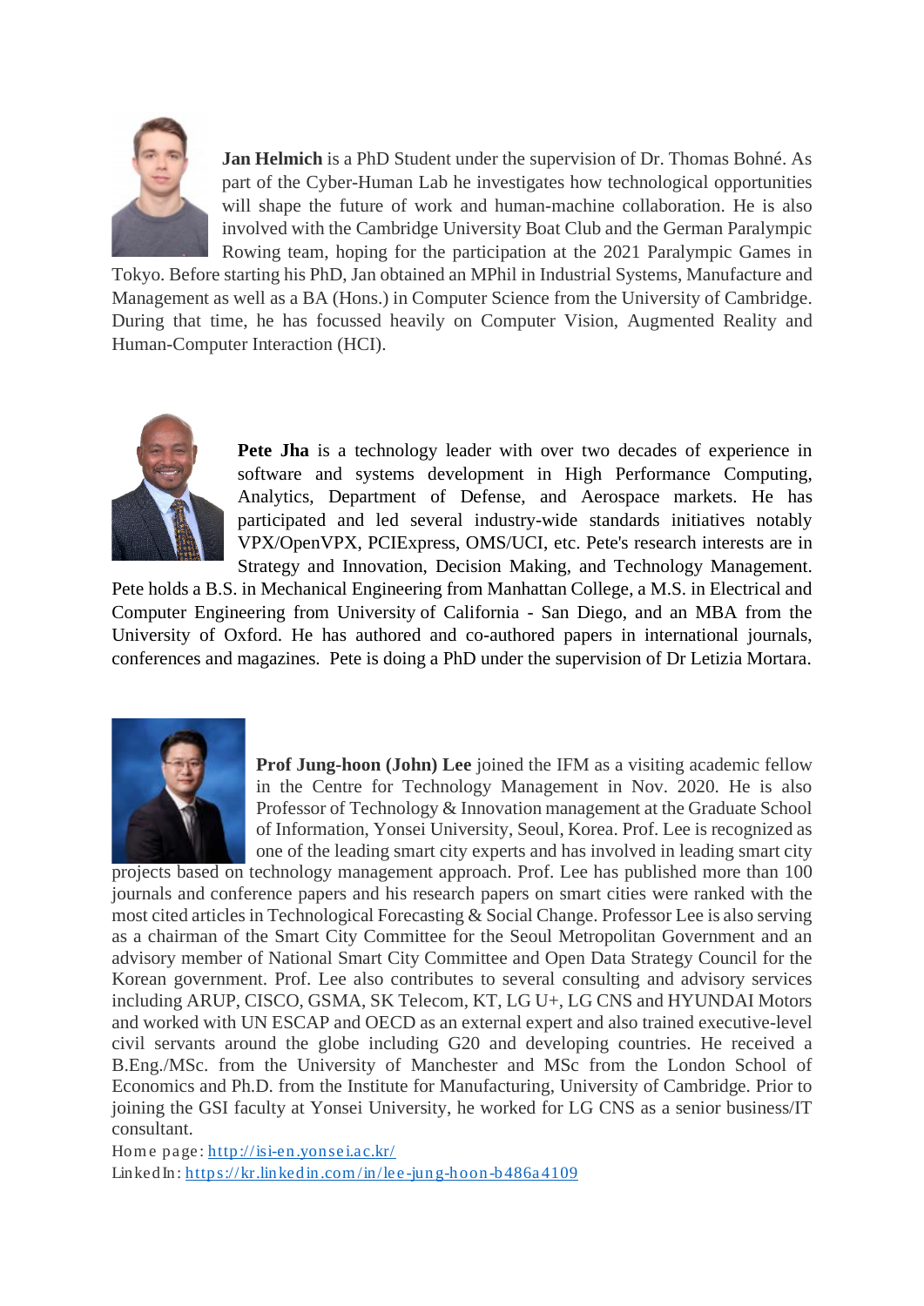**Jan Helmich** is a PhD Student under the supervision of Dr. Thomas Bohné. As part of the Cyber-Human Lab he investigates how technological opportunities will shape the future of work and human-machine collaboration. He is also involved with the Cambridge University Boat Club and the German Paralympic Rowing team, hoping for the participation at the 2021 Paralympic Games in Tokyo. Before starting his PhD, Jan obtained an MPhil in Industrial Systems, Manufacture and Management as well as a BA (Hons.) in Computer Science from the University of Cambridge. During that time, he has focussed heavily on Computer Vision, Augmented Reality and Human-Computer Interaction (HCI).

**Pete Jha** is a technology leader with over two decades of experience in software and systems development in High Performance Computing, Analytics, Department of Defense, and Aerospace markets. He has participated and led several industry-wide standards initiatives notably VPX/OpenVPX, PCIExpress, OMS/UCI, etc. Pete's research interests are in Strategy and Innovation, Decision Making, and Technology Management. Pete holds a B.S. in Mechanical Engineering from Manhattan College, a M.S. in Electrical and Computer Engineering from University of California - San Diego, and an MBA from the University of Oxford. He has authored and co-authored papers in international journals, conferences and magazines. Pete is doing a PhD under the supervision of Dr Letizia Mortara.

**Prof Jung-hoon (John) Lee** joined the IFM as a visiting academic fellow in the Centre for Technology Management in Nov. 2020. He is also Professor of Technology & Innovation management at the Graduate School of Information, Yonsei University, Seoul, Korea. Prof. Lee is recognized as one of the leading smart city experts and has involved in leading smart city projects based on technology management approach. Prof. Lee has published more than 100 journals and conference papers and his research papers on smart cities were ranked with the most cited articles in Technological Forecasting & Social Change. Professor Lee is also serving as a chairman of the Smart City Committee for the Seoul Metropolitan Government and an advisory member of National Smart City Committee and Open Data Strategy Council for the Korean government. Prof. Lee also contributes to several consulting and advisory services including ARUP, CISCO, GSMA, SK Telecom, KT, LG U+, LG CNS and HYUNDAI Motors and worked with UN ESCAP and OECD as an external expert and also trained executive-level civil servants around the globe including G20 and developing countries. He received a B.Eng./MSc. from the University of Manchester and MSc from the London School of Economics and Ph.D. from the Institute for Manufacturing, University of Cambridge. Prior to joining the GSI faculty at Yonsei University, he worked for LG CNS as a senior business/IT consultant.

Home page: http://isi-en.yonsei.ac.kr/

LinkedIn: https://kr.linkedin.com/in/lee-jung-hoon-b486a4109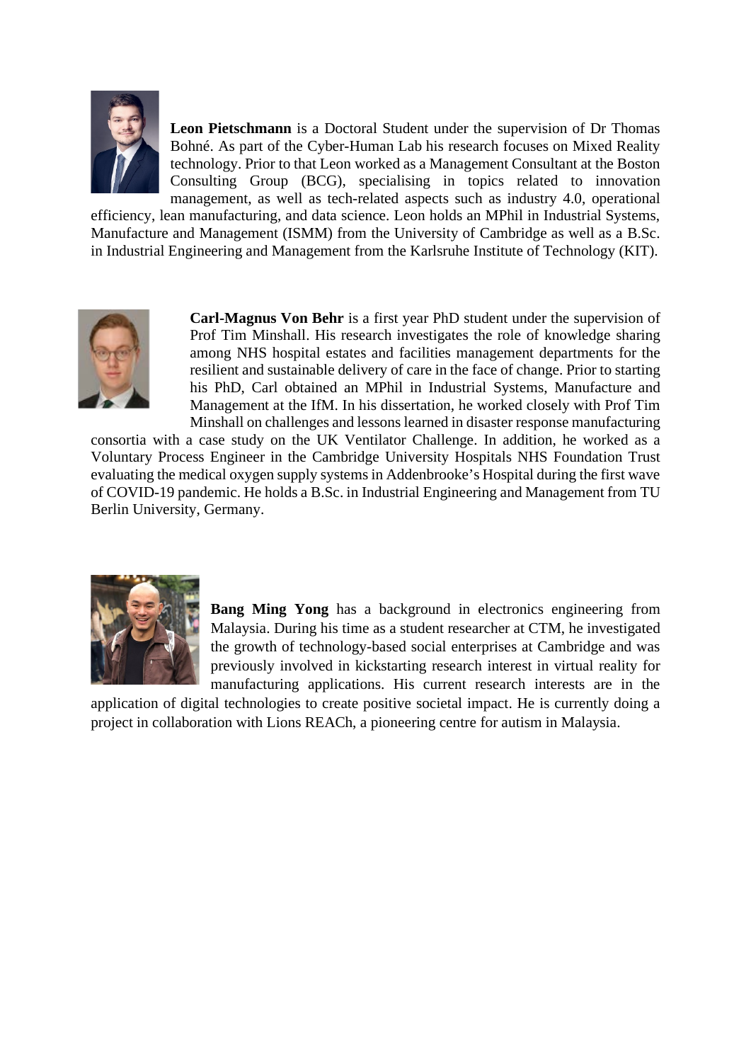**Leon Pietschmann** is a Doctoral Student under the supervision of Dr Thomas Bohné. As part of the Cyber-Human Lab his research focuses on Mixed Reality technology. Prior to that Leon worked as a Management Consultant at the Boston Consulting Group (BCG), specialising in topics related to innovation management, as well as tech-related aspects such as industry 4.0, operational efficiency, lean manufacturing, and data science. Leon holds an MPhil in Industrial Systems, Manufacture and Management (ISMM) from the University of Cambridge as well as a B.Sc. in Industrial Engineering and Management from the Karlsruhe Institute of Technology (KIT).

**Carl-Magnus Von Behr** is a first year PhD student under the supervision of Prof Tim Minshall. His research investigates the role of knowledge sharing among NHS hospital estates and facilities management departments for the resilient and sustainable delivery of care in the face of change. Prior to starting his PhD, Carl obtained an MPhil in Industrial Systems, Manufacture and Management at the IfM. In his dissertation, he worked closely with Prof Tim Minshall on challenges and lessons learned in disaster response manufacturing consortia with a case study on the UK Ventilator Challenge. In addition, he worked as a Voluntary Process Engineer in the Cambridge University Hospitals NHS Foundation Trust evaluating the medical oxygen supply systems in Addenbrooke's Hospital during the first wave of COVID-19 pandemic. He holds a B.Sc. in Industrial Engineering and Management from TU Berlin University, Germany.

**Bang Ming Yong** has a background in electronics engineering from Malaysia. During his time as a student researcher at CTM, he investigated the growth of technology-based social enterprises at Cambridge and was previously involved in kickstarting research interest in virtual reality for manufacturing applications. His current research interests are in the application of digital technologies to create positive societal impact. He is currently doing a project in collaboration with Lions REACh, a pioneering centre for autism in Malaysia.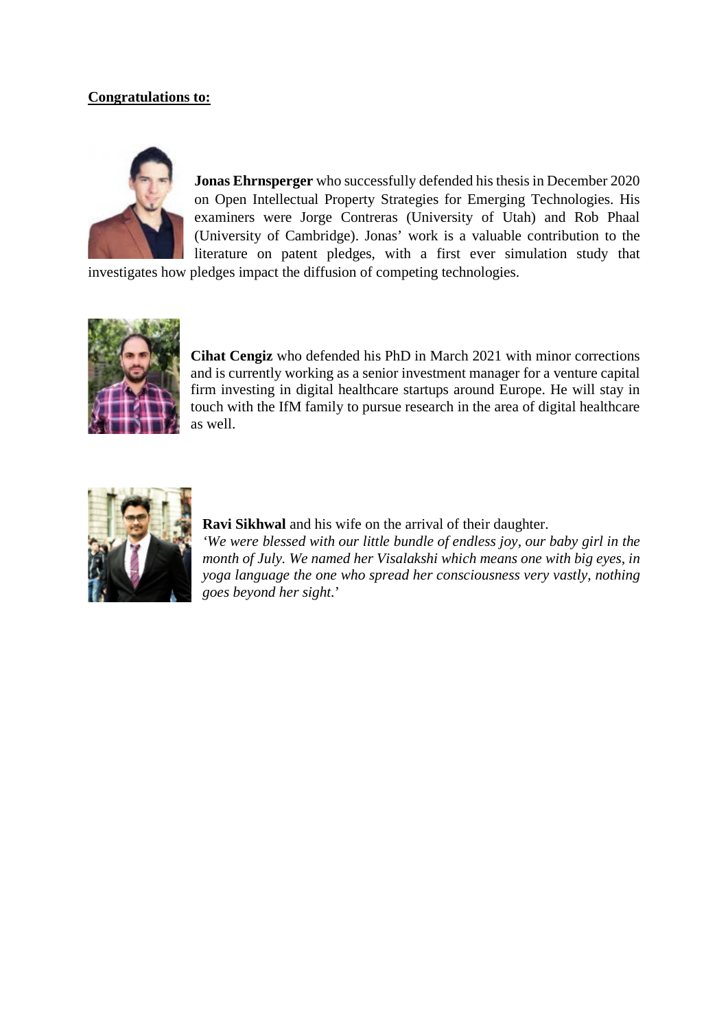**Congratulations to:**

**Jonas Ehrnsperger** who successfully defended his thesis in December 2020 on Open Intellectual Property Strategies for Emerging Technologies. His examiners were Jorge Contreras (University of Utah) and Rob Phaal (University of Cambridge). Jonas' work is a valuable contribution to the literature on patent pledges, with a first ever simulation study that investigates how pledges impact the diffusion of competing technologies.

**Cihat Cengiz** who defended his PhD in March 2021 with minor corrections and is currently working as a senior investment manager for a venture capital firm investing in digital healthcare startups around Europe. He will stay in touch with the IfM family to pursue research in the area of digital healthcare as well.

**Ravi Sikhwal** and his wife on the arrival of their daughter.
*'We were blessed with our little bundle of endless joy, our baby girl in the month of July. We named her Visalakshi which means one with big eyes, in yoga language the one who spread her consciousness very vastly, nothing goes beyond her sight.'*